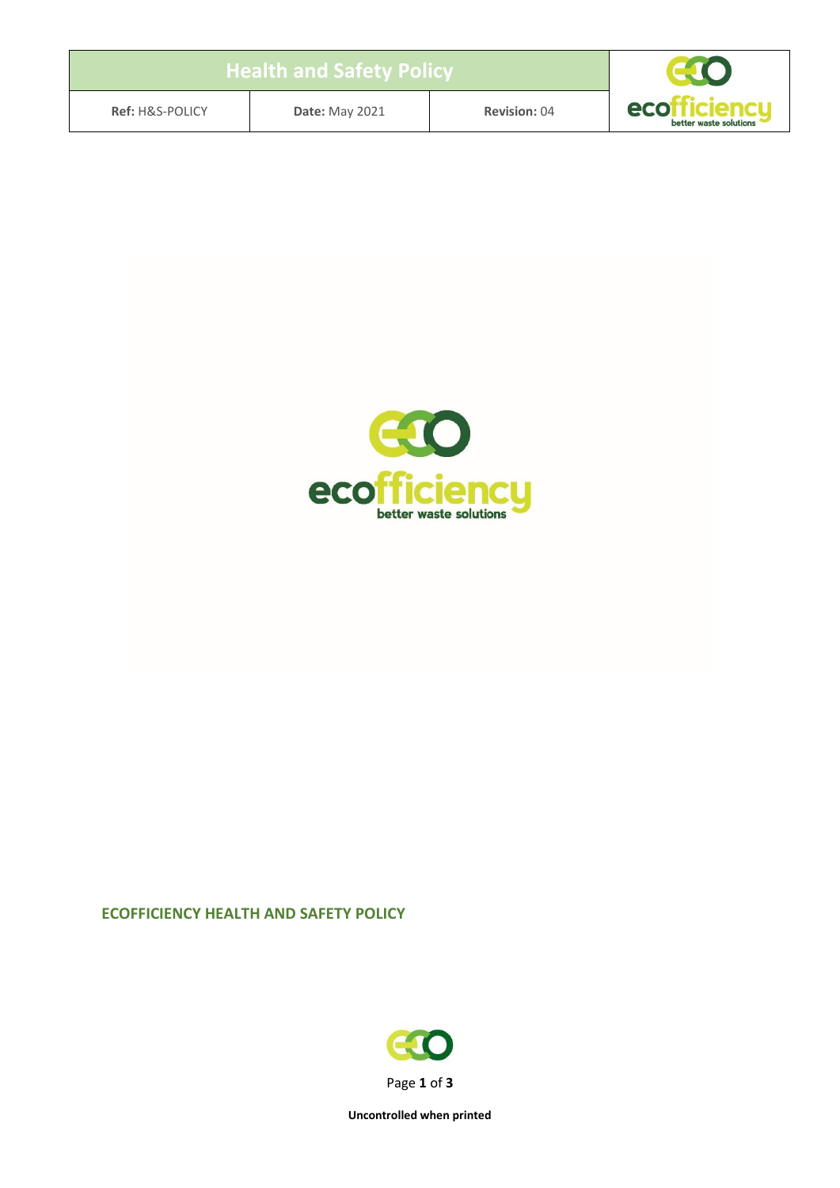| Health and Safety Policy | | |
| --- | --- | --- |
| **Ref:** H&S-POLICY | **Date:** May 2021 | **Revision:** 04 |

**ECOFFICIENCY HEALTH AND SAFETY POLICY**

**Uncontrolled when printed**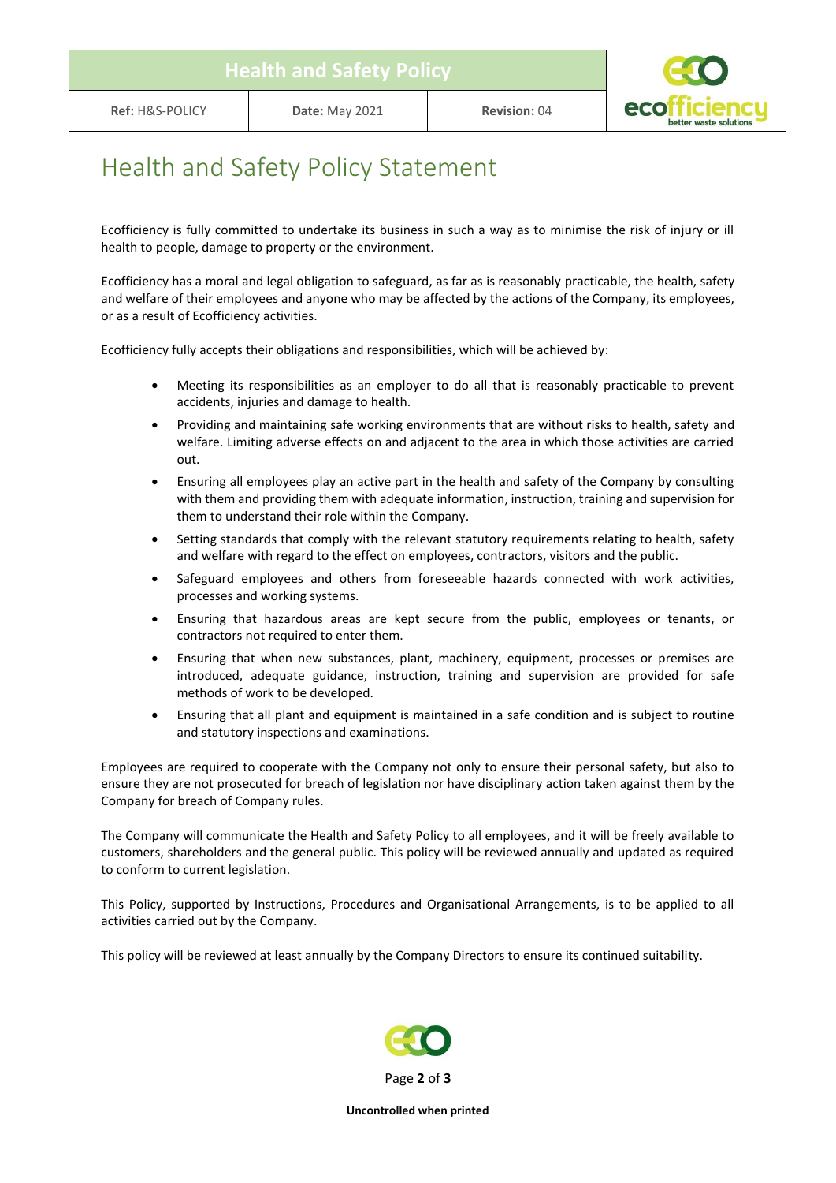# Health and Safety Policy Statement

Ecofficiency is fully committed to undertake its business in such a way as to minimise the risk of injury or ill health to people, damage to property or the environment.

Ecofficiency has a moral and legal obligation to safeguard, as far as is reasonably practicable, the health, safety and welfare of their employees and anyone who may be affected by the actions of the Company, its employees, or as a result of Ecofficiency activities.

Ecofficiency fully accepts their obligations and responsibilities, which will be achieved by:

- Meeting its responsibilities as an employer to do all that is reasonably practicable to prevent accidents, injuries and damage to health.
- Providing and maintaining safe working environments that are without risks to health, safety and welfare. Limiting adverse effects on and adjacent to the area in which those activities are carried out.
- Ensuring all employees play an active part in the health and safety of the Company by consulting with them and providing them with adequate information, instruction, training and supervision for them to understand their role within the Company.
- Setting standards that comply with the relevant statutory requirements relating to health, safety and welfare with regard to the effect on employees, contractors, visitors and the public.
- Safeguard employees and others from foreseeable hazards connected with work activities, processes and working systems.
- Ensuring that hazardous areas are kept secure from the public, employees or tenants, or contractors not required to enter them.
- Ensuring that when new substances, plant, machinery, equipment, processes or premises are introduced, adequate guidance, instruction, training and supervision are provided for safe methods of work to be developed.
- Ensuring that all plant and equipment is maintained in a safe condition and is subject to routine and statutory inspections and examinations.

Employees are required to cooperate with the Company not only to ensure their personal safety, but also to ensure they are not prosecuted for breach of legislation nor have disciplinary action taken against them by the Company for breach of Company rules.

The Company will communicate the Health and Safety Policy to all employees, and it will be freely available to customers, shareholders and the general public. This policy will be reviewed annually and updated as required to conform to current legislation.

This Policy, supported by Instructions, Procedures and Organisational Arrangements, is to be applied to all activities carried out by the Company.

This policy will be reviewed at least annually by the Company Directors to ensure its continued suitability.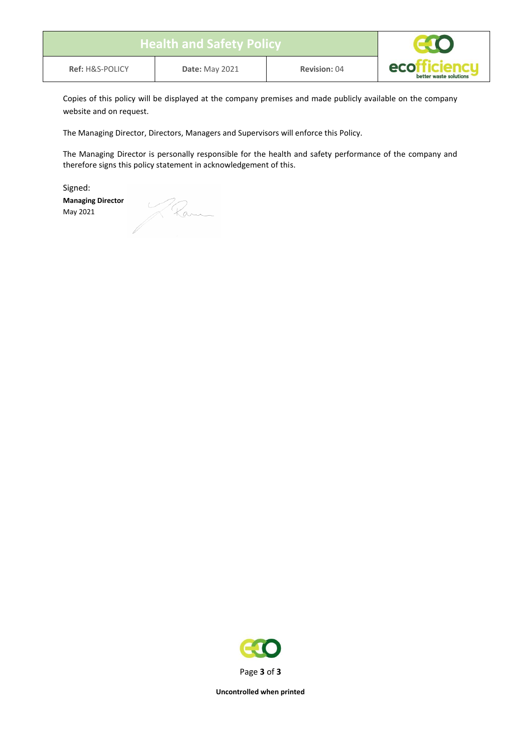Copies of this policy will be displayed at the company premises and made publicly available on the company website and on request.

The Managing Director, Directors, Managers and Supervisors will enforce this Policy.

The Managing Director is personally responsible for the health and safety performance of the company and therefore signs this policy statement in acknowledgement of this.

Signed:

**Managing Director**
May 2021

**Uncontrolled when printed**